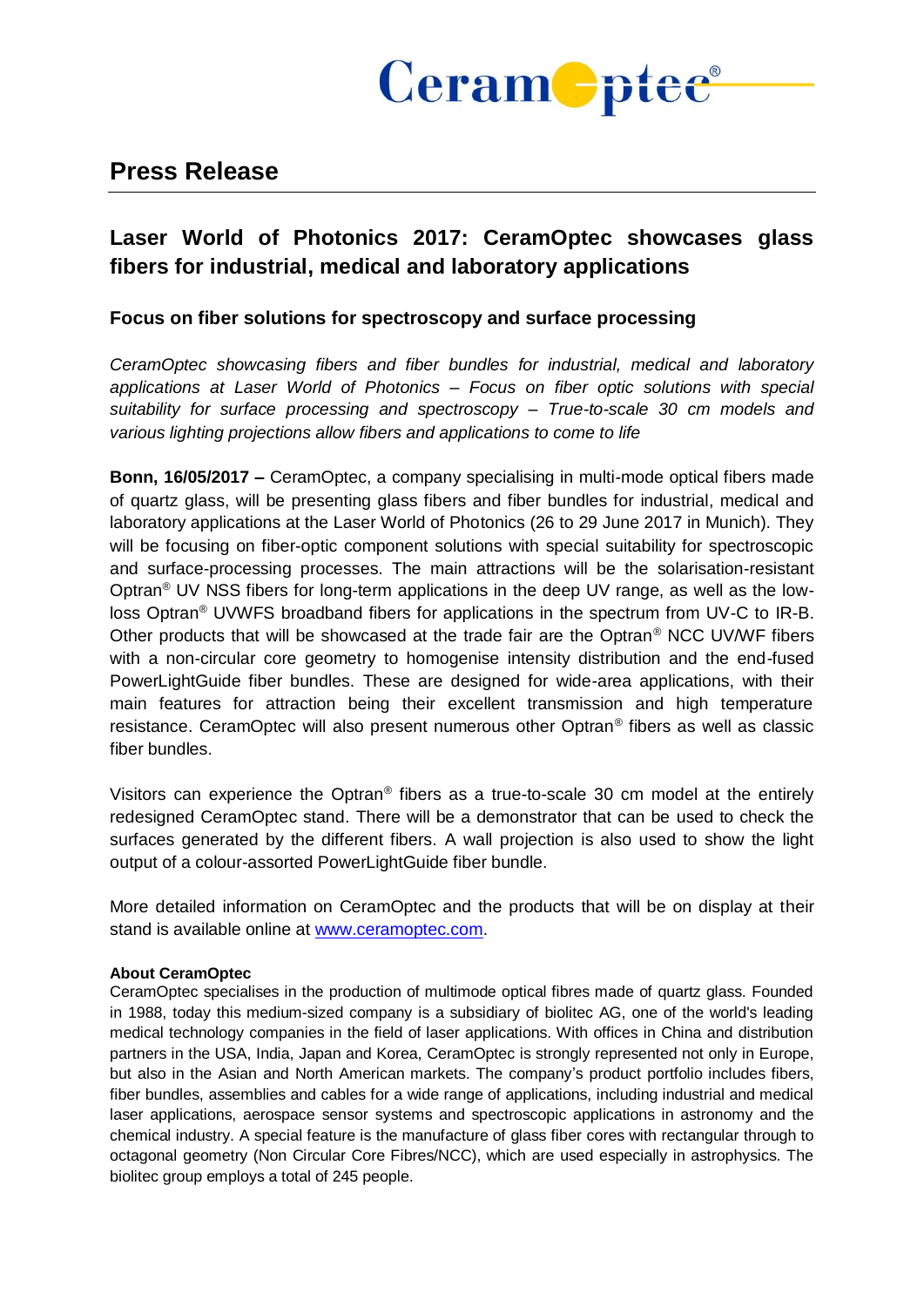# Press Release

## Laser World of Photonics 2017: CeramOptec showcases glass fibers for industrial, medical and laboratory applications

### Focus on fiber solutions for spectroscopy and surface processing

*CeramOptec showcasing fibers and fiber bundles for industrial, medical and laboratory applications at Laser World of Photonics – Focus on fiber optic solutions with special suitability for surface processing and spectroscopy – True-to-scale 30 cm models and various lighting projections allow fibers and applications to come to life*

**Bonn, 16/05/2017 –** CeramOptec, a company specialising in multi-mode optical fibers made of quartz glass, will be presenting glass fibers and fiber bundles for industrial, medical and laboratory applications at the Laser World of Photonics (26 to 29 June 2017 in Munich). They will be focusing on fiber-optic component solutions with special suitability for spectroscopic and surface-processing processes. The main attractions will be the solarisation-resistant Optran® UV NSS fibers for long-term applications in the deep UV range, as well as the low-loss Optran® UVWFS broadband fibers for applications in the spectrum from UV-C to IR-B. Other products that will be showcased at the trade fair are the Optran® NCC UV/WF fibers with a non-circular core geometry to homogenise intensity distribution and the end-fused PowerLightGuide fiber bundles. These are designed for wide-area applications, with their main features for attraction being their excellent transmission and high temperature resistance. CeramOptec will also present numerous other Optran® fibers as well as classic fiber bundles.

Visitors can experience the Optran® fibers as a true-to-scale 30 cm model at the entirely redesigned CeramOptec stand. There will be a demonstrator that can be used to check the surfaces generated by the different fibers. A wall projection is also used to show the light output of a colour-assorted PowerLightGuide fiber bundle.

More detailed information on CeramOptec and the products that will be on display at their stand is available online at [www.ceramoptec.com](http://www.ceramoptec.com).

**About CeramOptec**

CeramOptec specialises in the production of multimode optical fibres made of quartz glass. Founded in 1988, today this medium-sized company is a subsidiary of biolitec AG, one of the world's leading medical technology companies in the field of laser applications. With offices in China and distribution partners in the USA, India, Japan and Korea, CeramOptec is strongly represented not only in Europe, but also in the Asian and North American markets. The company's product portfolio includes fibers, fiber bundles, assemblies and cables for a wide range of applications, including industrial and medical laser applications, aerospace sensor systems and spectroscopic applications in astronomy and the chemical industry. A special feature is the manufacture of glass fiber cores with rectangular through to octagonal geometry (Non Circular Core Fibres/NCC), which are used especially in astrophysics. The biolitec group employs a total of 245 people.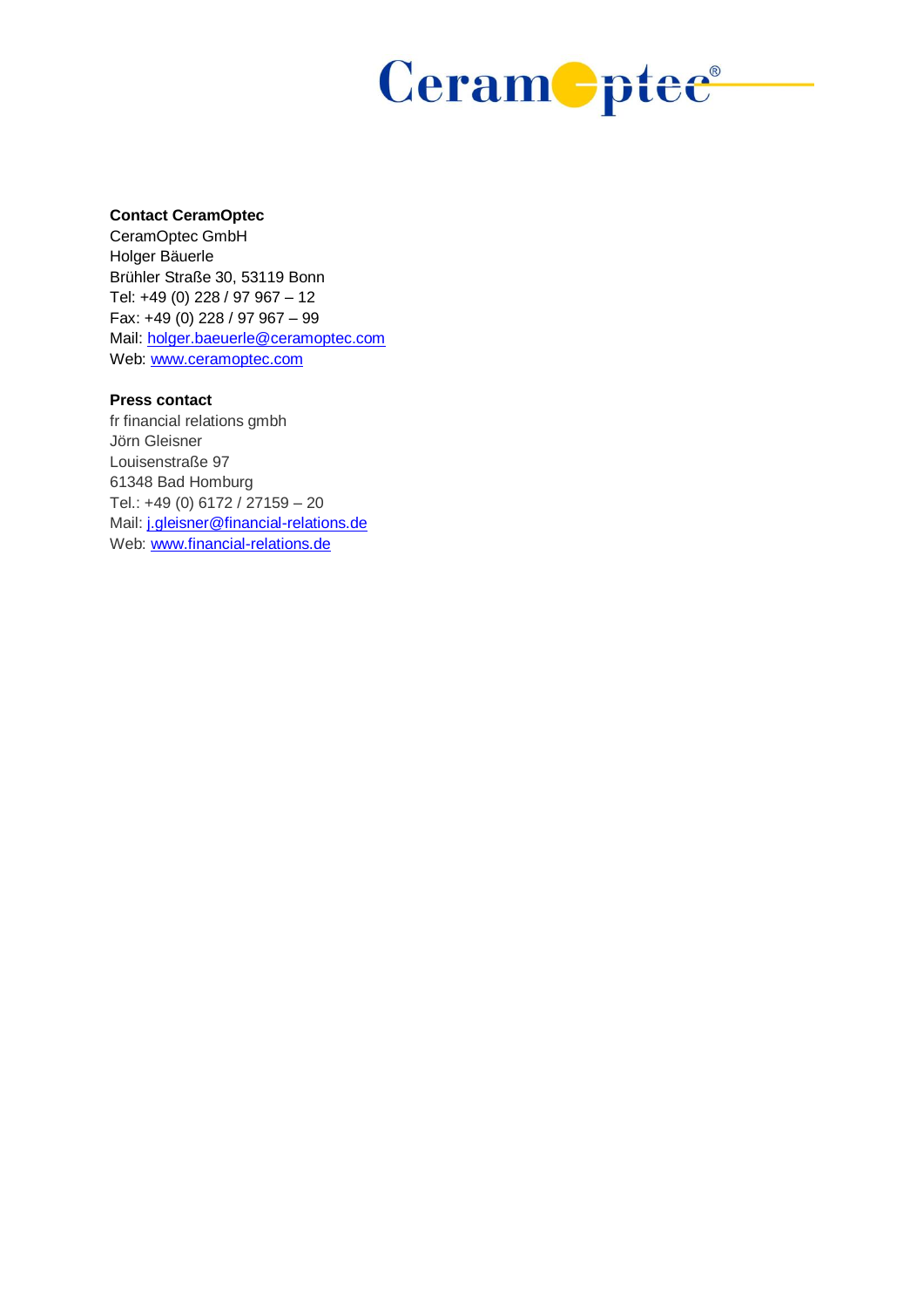**Contact CeramOptec**
CeramOptec GmbH
Holger Bäuerle
Brühler Straße 30, 53119 Bonn
Tel: +49 (0) 228 / 97 967 – 12
Fax: +49 (0) 228 / 97 967 – 99
Mail: holger.baeuerle@ceramoptec.com
Web: www.ceramoptec.com

**Press contact**
fr financial relations gmbh
Jörn Gleisner
Louisenstraße 97
61348 Bad Homburg
Tel.: +49 (0) 6172 / 27159 – 20
Mail: j.gleisner@financial-relations.de
Web: www.financial-relations.de